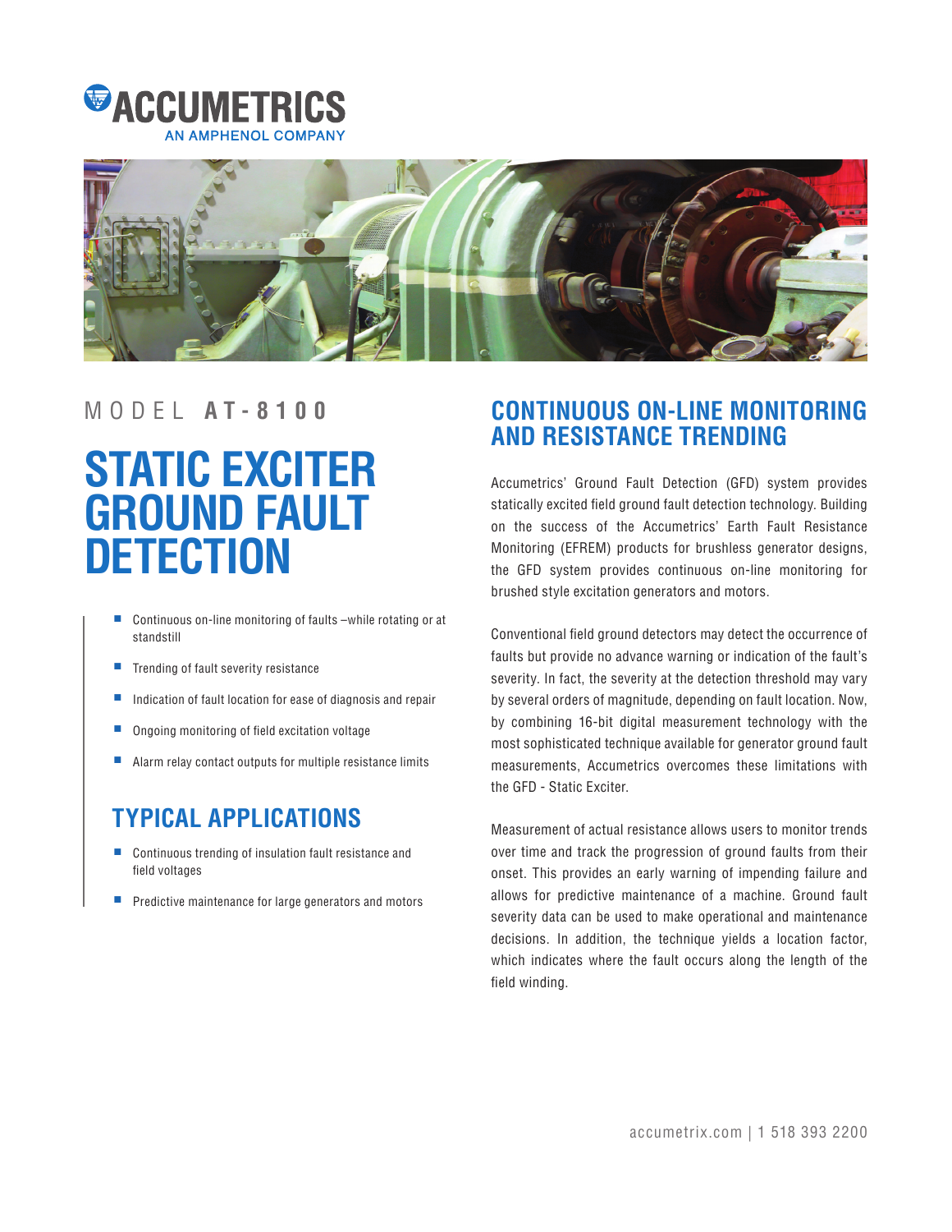ACCUMETRICS
AN AMPHENOL COMPANY

MODEL **AT-8100**

# STATIC EXCITER GROUND FAULT DETECTION

- Continuous on-line monitoring of faults –while rotating or at standstill
- Trending of fault severity resistance
- Indication of fault location for ease of diagnosis and repair
- Ongoing monitoring of field excitation voltage
- Alarm relay contact outputs for multiple resistance limits

## TYPICAL APPLICATIONS

- Continuous trending of insulation fault resistance and field voltages
- Predictive maintenance for large generators and motors

## CONTINUOUS ON-LINE MONITORING AND RESISTANCE TRENDING

Accumetrics' Ground Fault Detection (GFD) system provides statically excited field ground fault detection technology. Building on the success of the Accumetrics' Earth Fault Resistance Monitoring (EFREM) products for brushless generator designs, the GFD system provides continuous on-line monitoring for brushed style excitation generators and motors.

Conventional field ground detectors may detect the occurrence of faults but provide no advance warning or indication of the fault's severity. In fact, the severity at the detection threshold may vary by several orders of magnitude, depending on fault location. Now, by combining 16-bit digital measurement technology with the most sophisticated technique available for generator ground fault measurements, Accumetrics overcomes these limitations with the GFD - Static Exciter.

Measurement of actual resistance allows users to monitor trends over time and track the progression of ground faults from their onset. This provides an early warning of impending failure and allows for predictive maintenance of a machine. Ground fault severity data can be used to make operational and maintenance decisions. In addition, the technique yields a location factor, which indicates where the fault occurs along the length of the field winding.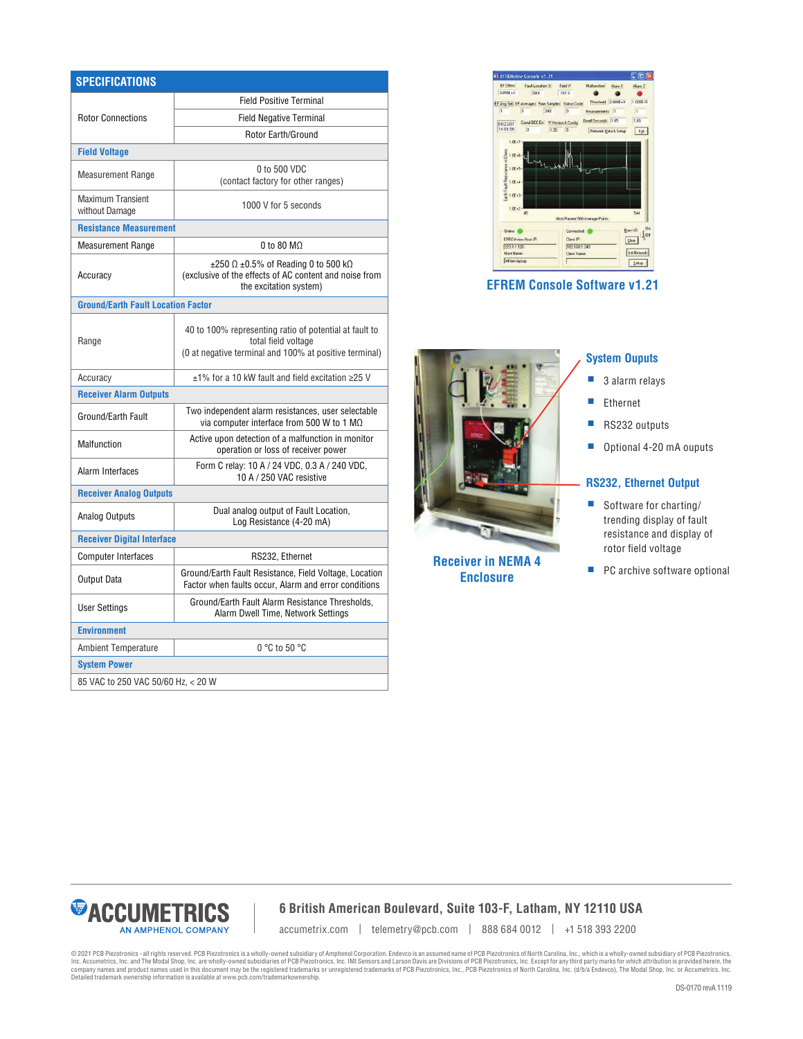| SPECIFICATIONS | |
| --- | --- |
| Rotor Connections | Field Positive Terminal |
| | Field Negative Terminal |
| | Rotor Earth/Ground |
| **Field Voltage** | |
| Measurement Range | 0 to 500 VDC (contact factory for other ranges) |
| Maximum Transient without Damage | 1000 V for 5 seconds |
| **Resistance Measurement** | |
| Measurement Range | 0 to 80 MΩ |
| Accuracy | ±250 Ω ±0.5% of Reading 0 to 500 kΩ (exclusive of the effects of AC content and noise from the excitation system) |
| **Ground/Earth Fault Location Factor** | |
| Range | 40 to 100% representing ratio of potential at fault to total field voltage (0 at negative terminal and 100% at positive terminal) |
| Accuracy | ±1% for a 10 kW fault and field excitation ≥25 V |
| **Receiver Alarm Outputs** | |
| Ground/Earth Fault | Two independent alarm resistances, user selectable via computer interface from 500 W to 1 MΩ |
| Malfunction | Active upon detection of a malfunction in monitor operation or loss of receiver power |
| Alarm Interfaces | Form C relay: 10 A / 24 VDC, 0.3 A / 240 VDC, 10 A / 250 VAC resistive |
| **Receiver Analog Outputs** | |
| Analog Outputs | Dual analog output of Fault Location, Log Resistance (4-20 mA) |
| **Receiver Digital Interface** | |
| Computer Interfaces | RS232, Ethernet |
| Output Data | Ground/Earth Fault Resistance, Field Voltage, Location Factor when faults occur, Alarm and error conditions |
| User Settings | Ground/Earth Fault Alarm Resistance Thresholds, Alarm Dwell Time, Network Settings |
| **Environment** | |
| Ambient Temperature | 0 °C to 50 °C |
| **System Power** | |
| 85 VAC to 250 VAC 50/60 Hz, < 20 W | |

**EFREM Console Software v1.21**

**Receiver in NEMA 4 Enclosure**

### System Ouputs

- 3 alarm relays
- Ethernet
- RS232 outputs
- Optional 4-20 mA ouputs

### RS232, Ethernet Output

- Software for charting/ trending display of fault resistance and display of rotor field voltage
- PC archive software optional

**ACCUMETRICS** AN AMPHENOL COMPANY

**6 British American Boulevard, Suite 103-F, Latham, NY 12110 USA**

accumetrix.com | telemetry@pcb.com | 888 684 0012 | +1 518 393 2200

© 2021 PCB Piezotronics - all rights reserved. PCB Piezotronics is a wholly-owned subsidiary of Amphenol Corporation. Endevco is an assumed name of PCB Piezotronics of North Carolina, Inc., which is a wholly-owned subsidiary of PCB Piezotronics, Inc. Accumetrics, Inc. and The Modal Shop, Inc. are wholly-owned subsidiaries of PCB Piezotronics, Inc. IMI Sensors and Larson Davis are Divisions of PCB Piezotronics, Inc. Except for any third party marks for which attribution is provided herein, the company names and product names used in this document may be the registered trademarks or unregistered trademarks of PCB Piezotronics, Inc., PCB Piezotronics of North Carolina, Inc. (d/b/a Endevco), The Modal Shop, Inc. or Accumetrics, Inc. Detailed trademark ownership information is available at www.pcb.com/trademarkownership.

DS-0170 revA 1119